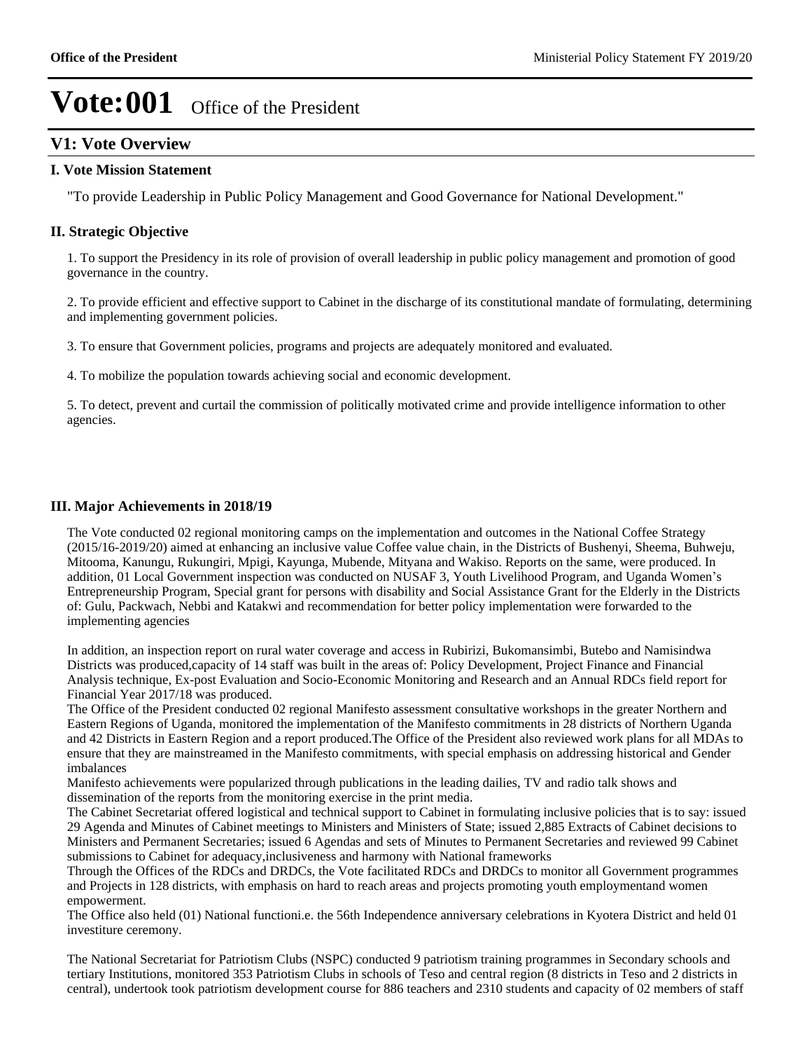# Vote:001 Office of the President

## V1: Vote Overview

### I. Vote Mission Statement

"To provide Leadership in Public Policy Management and Good Governance for National Development."

### II. Strategic Objective

1. To support the Presidency in its role of provision of overall leadership in public policy management and promotion of good governance in the country.

2. To provide efficient and effective support to Cabinet in the discharge of its constitutional mandate of formulating, determining and implementing government policies.

3. To ensure that Government policies, programs and projects are adequately monitored and evaluated.

4. To mobilize the population towards achieving social and economic development.

5. To detect, prevent and curtail the commission of politically motivated crime and provide intelligence information to other agencies.

### III. Major Achievements in 2018/19

The Vote conducted 02 regional monitoring camps on the implementation and outcomes in the National Coffee Strategy (2015/16-2019/20) aimed at enhancing an inclusive value Coffee value chain, in the Districts of Bushenyi, Sheema, Buhweju, Mitooma, Kanungu, Rukungiri, Mpigi, Kayunga, Mubende, Mityana and Wakiso. Reports on the same, were produced. In addition, 01 Local Government inspection was conducted on NUSAF 3, Youth Livelihood Program, and Uganda Women's Entrepreneurship Program, Special grant for persons with disability and Social Assistance Grant for the Elderly in the Districts of: Gulu, Packwach, Nebbi and Katakwi and recommendation for better policy implementation were forwarded to the implementing agencies

In addition, an inspection report on rural water coverage and access in Rubirizi, Bukomansimbi, Butebo and Namisindwa Districts was produced,capacity of 14 staff was built in the areas of: Policy Development, Project Finance and Financial Analysis technique, Ex-post Evaluation and Socio-Economic Monitoring and Research and an Annual RDCs field report for Financial Year 2017/18 was produced.
The Office of the President conducted 02 regional Manifesto assessment consultative workshops in the greater Northern and Eastern Regions of Uganda, monitored the implementation of the Manifesto commitments in 28 districts of Northern Uganda and 42 Districts in Eastern Region and a report produced.The Office of the President also reviewed work plans for all MDAs to ensure that they are mainstreamed in the Manifesto commitments, with special emphasis on addressing historical and Gender imbalances
Manifesto achievements were popularized through publications in the leading dailies, TV and radio talk shows and dissemination of the reports from the monitoring exercise in the print media.
The Cabinet Secretariat offered logistical and technical support to Cabinet in formulating inclusive policies that is to say: issued 29 Agenda and Minutes of Cabinet meetings to Ministers and Ministers of State; issued 2,885 Extracts of Cabinet decisions to Ministers and Permanent Secretaries; issued 6 Agendas and sets of Minutes to Permanent Secretaries and reviewed 99 Cabinet submissions to Cabinet for adequacy,inclusiveness and harmony with National frameworks
Through the Offices of the RDCs and DRDCs, the Vote facilitated RDCs and DRDCs to monitor all Government programmes and Projects in 128 districts, with emphasis on hard to reach areas and projects promoting youth employmentand women empowerment.
The Office also held (01) National functioni.e. the 56th Independence anniversary celebrations in Kyotera District and held 01 investiture ceremony.

The National Secretariat for Patriotism Clubs (NSPC) conducted 9 patriotism training programmes in Secondary schools and tertiary Institutions, monitored 353 Patriotism Clubs in schools of Teso and central region (8 districts in Teso and 2 districts in central), undertook took patriotism development course for 886 teachers and 2310 students and capacity of 02 members of staff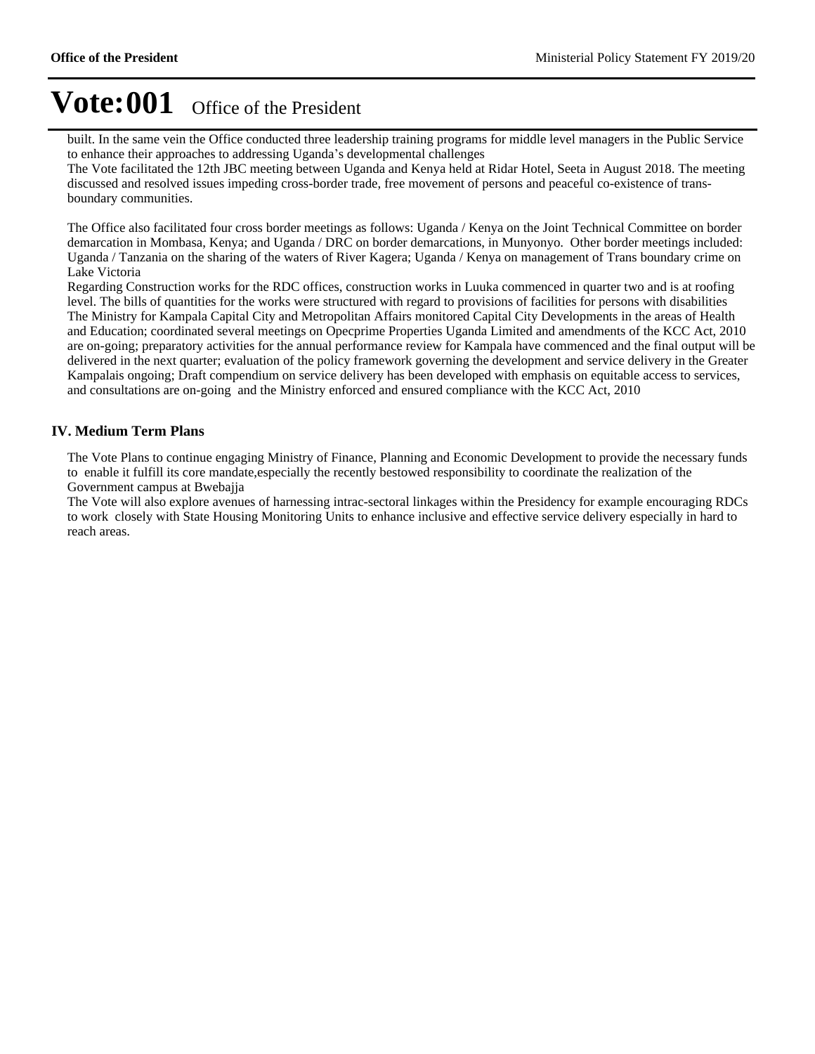# Vote:001 Office of the President

built. In the same vein the Office conducted three leadership training programs for middle level managers in the Public Service to enhance their approaches to addressing Uganda's developmental challenges

The Vote facilitated the 12th JBC meeting between Uganda and Kenya held at Ridar Hotel, Seeta in August 2018. The meeting discussed and resolved issues impeding cross-border trade, free movement of persons and peaceful co-existence of trans-boundary communities.

The Office also facilitated four cross border meetings as follows: Uganda / Kenya on the Joint Technical Committee on border demarcation in Mombasa, Kenya; and Uganda / DRC on border demarcations, in Munyonyo. Other border meetings included: Uganda / Tanzania on the sharing of the waters of River Kagera; Uganda / Kenya on management of Trans boundary crime on Lake Victoria

Regarding Construction works for the RDC offices, construction works in Luuka commenced in quarter two and is at roofing level. The bills of quantities for the works were structured with regard to provisions of facilities for persons with disabilities

The Ministry for Kampala Capital City and Metropolitan Affairs monitored Capital City Developments in the areas of Health and Education; coordinated several meetings on Opecprime Properties Uganda Limited and amendments of the KCC Act, 2010 are on-going; preparatory activities for the annual performance review for Kampala have commenced and the final output will be delivered in the next quarter; evaluation of the policy framework governing the development and service delivery in the Greater Kampalais ongoing; Draft compendium on service delivery has been developed with emphasis on equitable access to services, and consultations are on-going and the Ministry enforced and ensured compliance with the KCC Act, 2010

## IV. Medium Term Plans

The Vote Plans to continue engaging Ministry of Finance, Planning and Economic Development to provide the necessary funds to enable it fulfill its core mandate,especially the recently bestowed responsibility to coordinate the realization of the Government campus at Bwebajja

The Vote will also explore avenues of harnessing intrac-sectoral linkages within the Presidency for example encouraging RDCs to work closely with State Housing Monitoring Units to enhance inclusive and effective service delivery especially in hard to reach areas.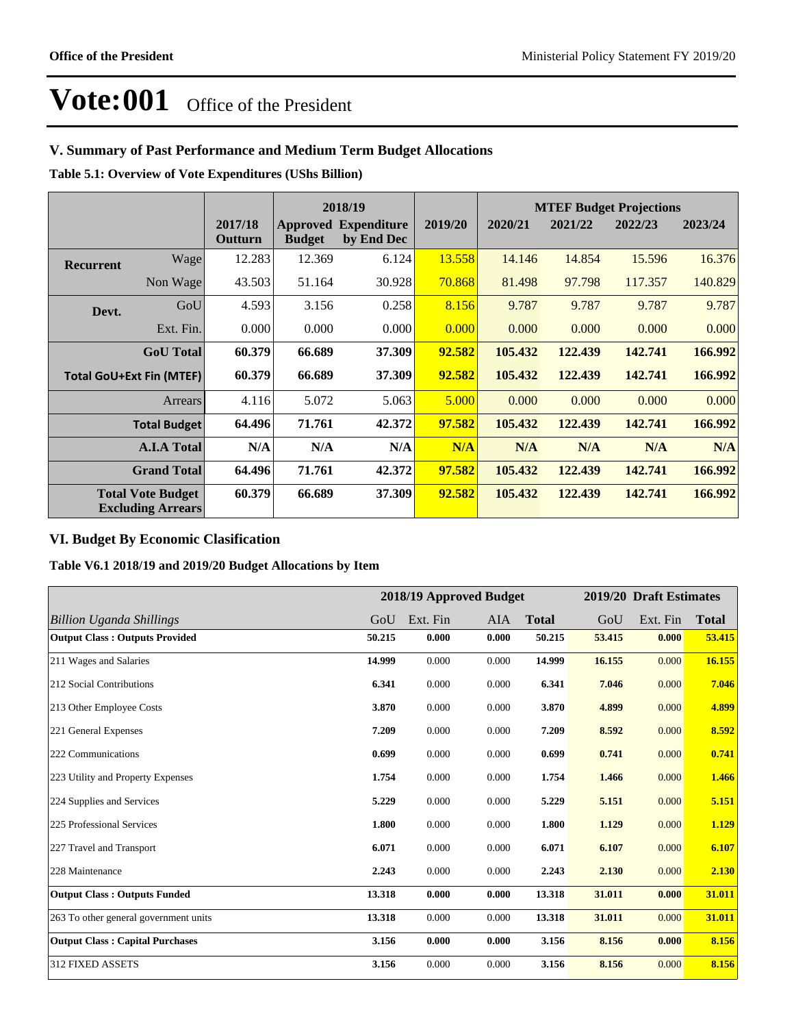# Vote:001 Office of the President

## V. Summary of Past Performance and Medium Term Budget Allocations

**Table 5.1: Overview of Vote Expenditures (UShs Billion)**

| | | | 2018/19 | | | MTEF Budget Projections | | | |
|---|---|---|---|---|---|---|---|---|---|
| | | 2017/18 Outturn | Approved Budget | Expenditure by End Dec | 2019/20 | 2020/21 | 2021/22 | 2022/23 | 2023/24 |
| **Recurrent** | Wage | 12.283 | 12.369 | 6.124 | 13.558 | 14.146 | 14.854 | 15.596 | 16.376 |
| | Non Wage | 43.503 | 51.164 | 30.928 | 70.868 | 81.498 | 97.798 | 117.357 | 140.829 |
| **Devt.** | GoU | 4.593 | 3.156 | 0.258 | 8.156 | 9.787 | 9.787 | 9.787 | 9.787 |
| | Ext. Fin. | 0.000 | 0.000 | 0.000 | 0.000 | 0.000 | 0.000 | 0.000 | 0.000 |
| | **GoU Total** | **60.379** | **66.689** | **37.309** | **92.582** | **105.432** | **122.439** | **142.741** | **166.992** |
| **Total GoU+Ext Fin (MTEF)** | | **60.379** | **66.689** | **37.309** | **92.582** | **105.432** | **122.439** | **142.741** | **166.992** |
| | Arrears | 4.116 | 5.072 | 5.063 | 5.000 | 0.000 | 0.000 | 0.000 | 0.000 |
| | **Total Budget** | **64.496** | **71.761** | **42.372** | **97.582** | **105.432** | **122.439** | **142.741** | **166.992** |
| | **A.I.A Total** | **N/A** | **N/A** | **N/A** | **N/A** | **N/A** | **N/A** | **N/A** | **N/A** |
| | **Grand Total** | **64.496** | **71.761** | **42.372** | **97.582** | **105.432** | **122.439** | **142.741** | **166.992** |
| **Total Vote Budget Excluding Arrears** | | **60.379** | **66.689** | **37.309** | **92.582** | **105.432** | **122.439** | **142.741** | **166.992** |

## VI. Budget By Economic Clasification

**Table V6.1 2018/19 and 2019/20 Budget Allocations by Item**

| | 2018/19 Approved Budget | | | | 2019/20 Draft Estimates | | |
|---|---|---|---|---|---|---|---|
| *Billion Uganda Shillings* | GoU | Ext. Fin | AIA | **Total** | GoU | Ext. Fin | **Total** |
| **Output Class : Outputs Provided** | **50.215** | **0.000** | **0.000** | **50.215** | **53.415** | **0.000** | **53.415** |
| 211 Wages and Salaries | **14.999** | 0.000 | 0.000 | **14.999** | **16.155** | 0.000 | **16.155** |
| 212 Social Contributions | **6.341** | 0.000 | 0.000 | **6.341** | **7.046** | 0.000 | **7.046** |
| 213 Other Employee Costs | **3.870** | 0.000 | 0.000 | **3.870** | **4.899** | 0.000 | **4.899** |
| 221 General Expenses | **7.209** | 0.000 | 0.000 | **7.209** | **8.592** | 0.000 | **8.592** |
| 222 Communications | **0.699** | 0.000 | 0.000 | **0.699** | **0.741** | 0.000 | **0.741** |
| 223 Utility and Property Expenses | **1.754** | 0.000 | 0.000 | **1.754** | **1.466** | 0.000 | **1.466** |
| 224 Supplies and Services | **5.229** | 0.000 | 0.000 | **5.229** | **5.151** | 0.000 | **5.151** |
| 225 Professional Services | **1.800** | 0.000 | 0.000 | **1.800** | **1.129** | 0.000 | **1.129** |
| 227 Travel and Transport | **6.071** | 0.000 | 0.000 | **6.071** | **6.107** | 0.000 | **6.107** |
| 228 Maintenance | **2.243** | 0.000 | 0.000 | **2.243** | **2.130** | 0.000 | **2.130** |
| **Output Class : Outputs Funded** | **13.318** | **0.000** | **0.000** | **13.318** | **31.011** | **0.000** | **31.011** |
| 263 To other general government units | **13.318** | 0.000 | 0.000 | **13.318** | **31.011** | 0.000 | **31.011** |
| **Output Class : Capital Purchases** | **3.156** | **0.000** | **0.000** | **3.156** | **8.156** | **0.000** | **8.156** |
| 312 FIXED ASSETS | **3.156** | 0.000 | 0.000 | **3.156** | **8.156** | 0.000 | **8.156** |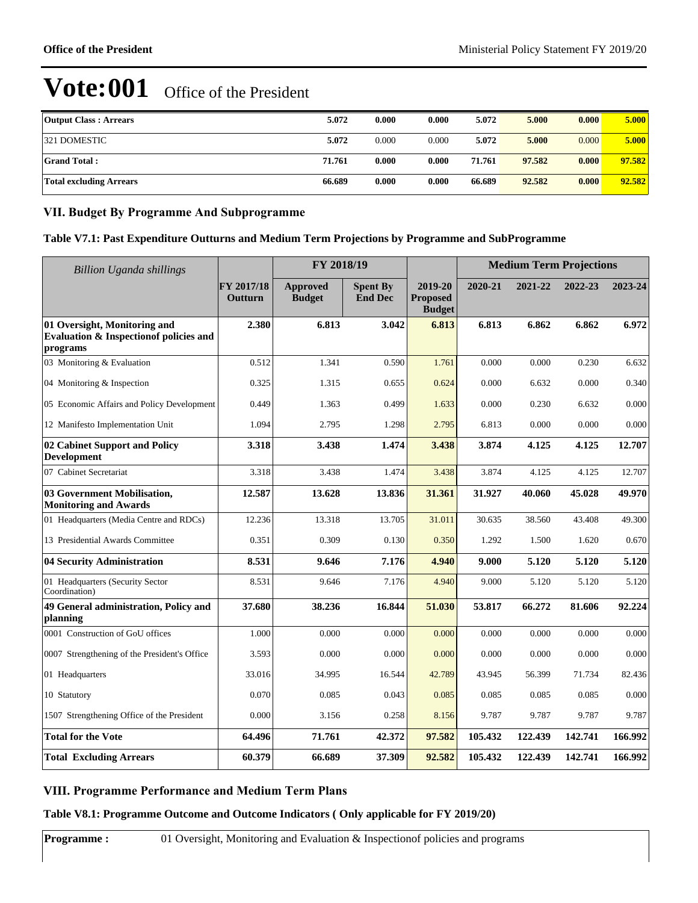# Vote:001 Office of the President

| Output Class : Arrears | 5.072 | 0.000 | 0.000 | 5.072 | 5.000 | 0.000 | 5.000 |
|---|---|---|---|---|---|---|---|
| 321 DOMESTIC | 5.072 | 0.000 | 0.000 | 5.072 | 5.000 | 0.000 | 5.000 |
| **Grand Total :** | **71.761** | **0.000** | **0.000** | **71.761** | **97.582** | **0.000** | **97.582** |
| **Total excluding Arrears** | **66.689** | **0.000** | **0.000** | **66.689** | **92.582** | **0.000** | **92.582** |

## VII. Budget By Programme And Subprogramme

### Table V7.1: Past Expenditure Outturns and Medium Term Projections by Programme and SubProgramme

| *Billion Uganda shillings* | | FY 2018/19 | | | Medium Term Projections | | | |
|---|---|---|---|---|---|---|---|---|
| | FY 2017/18 Outturn | Approved Budget | Spent By End Dec | 2019-20 Proposed Budget | 2020-21 | 2021-22 | 2022-23 | 2023-24 |
| **01 Oversight, Monitoring and Evaluation & Inspectionof policies and programs** | **2.380** | **6.813** | **3.042** | **6.813** | **6.813** | **6.862** | **6.862** | **6.972** |
| 03 Monitoring & Evaluation | 0.512 | 1.341 | 0.590 | 1.761 | 0.000 | 0.000 | 0.230 | 6.632 |
| 04 Monitoring & Inspection | 0.325 | 1.315 | 0.655 | 0.624 | 0.000 | 6.632 | 0.000 | 0.340 |
| 05 Economic Affairs and Policy Development | 0.449 | 1.363 | 0.499 | 1.633 | 0.000 | 0.230 | 6.632 | 0.000 |
| 12 Manifesto Implementation Unit | 1.094 | 2.795 | 1.298 | 2.795 | 6.813 | 0.000 | 0.000 | 0.000 |
| **02 Cabinet Support and Policy Development** | **3.318** | **3.438** | **1.474** | **3.438** | **3.874** | **4.125** | **4.125** | **12.707** |
| 07 Cabinet Secretariat | 3.318 | 3.438 | 1.474 | 3.438 | 3.874 | 4.125 | 4.125 | 12.707 |
| **03 Government Mobilisation, Monitoring and Awards** | **12.587** | **13.628** | **13.836** | **31.361** | **31.927** | **40.060** | **45.028** | **49.970** |
| 01 Headquarters (Media Centre and RDCs) | 12.236 | 13.318 | 13.705 | 31.011 | 30.635 | 38.560 | 43.408 | 49.300 |
| 13 Presidential Awards Committee | 0.351 | 0.309 | 0.130 | 0.350 | 1.292 | 1.500 | 1.620 | 0.670 |
| **04 Security Administration** | **8.531** | **9.646** | **7.176** | **4.940** | **9.000** | **5.120** | **5.120** | **5.120** |
| 01 Headquarters (Security Sector Coordination) | 8.531 | 9.646 | 7.176 | 4.940 | 9.000 | 5.120 | 5.120 | 5.120 |
| **49 General administration, Policy and planning** | **37.680** | **38.236** | **16.844** | **51.030** | **53.817** | **66.272** | **81.606** | **92.224** |
| 0001 Construction of GoU offices | 1.000 | 0.000 | 0.000 | 0.000 | 0.000 | 0.000 | 0.000 | 0.000 |
| 0007 Strengthening of the President's Office | 3.593 | 0.000 | 0.000 | 0.000 | 0.000 | 0.000 | 0.000 | 0.000 |
| 01 Headquarters | 33.016 | 34.995 | 16.544 | 42.789 | 43.945 | 56.399 | 71.734 | 82.436 |
| 10 Statutory | 0.070 | 0.085 | 0.043 | 0.085 | 0.085 | 0.085 | 0.085 | 0.000 |
| 1507 Strengthening Office of the President | 0.000 | 3.156 | 0.258 | 8.156 | 9.787 | 9.787 | 9.787 | 9.787 |
| **Total for the Vote** | **64.496** | **71.761** | **42.372** | **97.582** | **105.432** | **122.439** | **142.741** | **166.992** |
| **Total Excluding Arrears** | **60.379** | **66.689** | **37.309** | **92.582** | **105.432** | **122.439** | **142.741** | **166.992** |

## VIII. Programme Performance and Medium Term Plans

### Table V8.1: Programme Outcome and Outcome Indicators ( Only applicable for FY 2019/20)

| **Programme :** | 01 Oversight, Monitoring and Evaluation & Inspectionof policies and programs |
|---|---|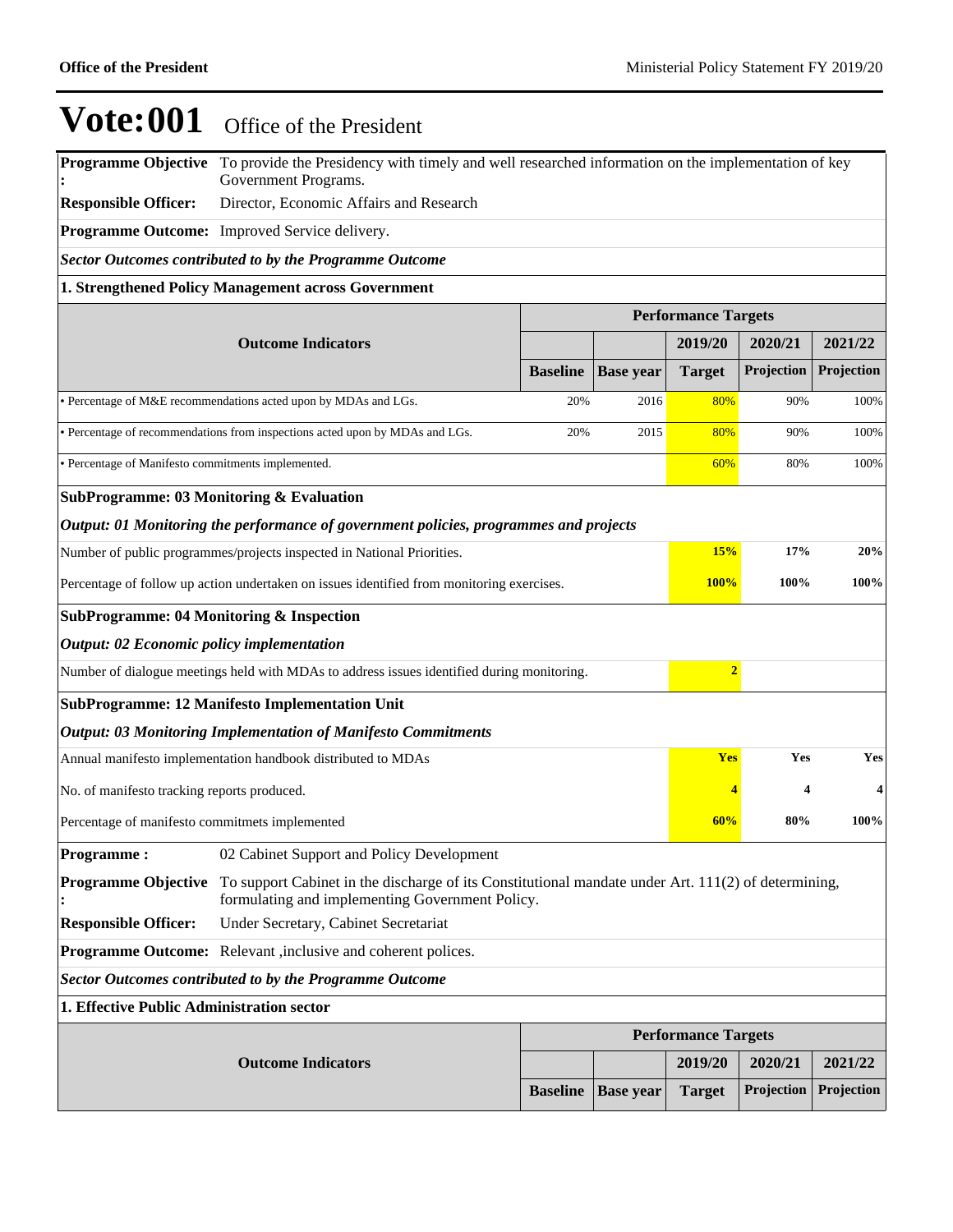# Vote:001 Office of the President

**Programme Objective :** To provide the Presidency with timely and well researched information on the implementation of key Government Programs.

**Responsible Officer:** Director, Economic Affairs and Research

**Programme Outcome:** Improved Service delivery.

***Sector Outcomes contributed to by the Programme Outcome***

**1. Strengthened Policy Management across Government**

| Outcome Indicators | Performance Targets | | | | |
|---|---|---|---|---|---|
| | | | 2019/20 | 2020/21 | 2021/22 |
| | Baseline | Base year | Target | Projection | Projection |
| • Percentage of M&E recommendations acted upon by MDAs and LGs. | 20% | 2016 | 80% | 90% | 100% |
| • Percentage of recommendations from inspections acted upon by MDAs and LGs. | 20% | 2015 | 80% | 90% | 100% |
| • Percentage of Manifesto commitments implemented. | | | 60% | 80% | 100% |

**SubProgramme: 03 Monitoring & Evaluation**

***Output: 01 Monitoring the performance of government policies, programmes and projects***

| | 2019/20 | 2020/21 | 2021/22 |
|---|---|---|---|
| Number of public programmes/projects inspected in National Priorities. | **15%** | **17%** | **20%** |
| Percentage of follow up action undertaken on issues identified from monitoring exercises. | **100%** | **100%** | **100%** |

**SubProgramme: 04 Monitoring & Inspection**

***Output: 02 Economic policy implementation***

| | 2019/20 | 2020/21 | 2021/22 |
|---|---|---|---|
| Number of dialogue meetings held with MDAs to address issues identified during monitoring. | **2** | | |

**SubProgramme: 12 Manifesto Implementation Unit**

***Output: 03 Monitoring Implementation of Manifesto Commitments***

| | 2019/20 | 2020/21 | 2021/22 |
|---|---|---|---|
| Annual manifesto implementation handbook distributed to MDAs | **Yes** | **Yes** | **Yes** |
| No. of manifesto tracking reports produced. | **4** | **4** | **4** |
| Percentage of manifesto commitmets implemented | **60%** | **80%** | **100%** |

**Programme :** 02 Cabinet Support and Policy Development

**Programme Objective :** To support Cabinet in the discharge of its Constitutional mandate under Art. 111(2) of determining, formulating and implementing Government Policy.

**Responsible Officer:** Under Secretary, Cabinet Secretariat

**Programme Outcome:** Relevant ,inclusive and coherent polices.

***Sector Outcomes contributed to by the Programme Outcome***

**1. Effective Public Administration sector**

| Outcome Indicators | Performance Targets | | | | |
|---|---|---|---|---|---|
| | | | 2019/20 | 2020/21 | 2021/22 |
| | Baseline | Base year | Target | Projection | Projection |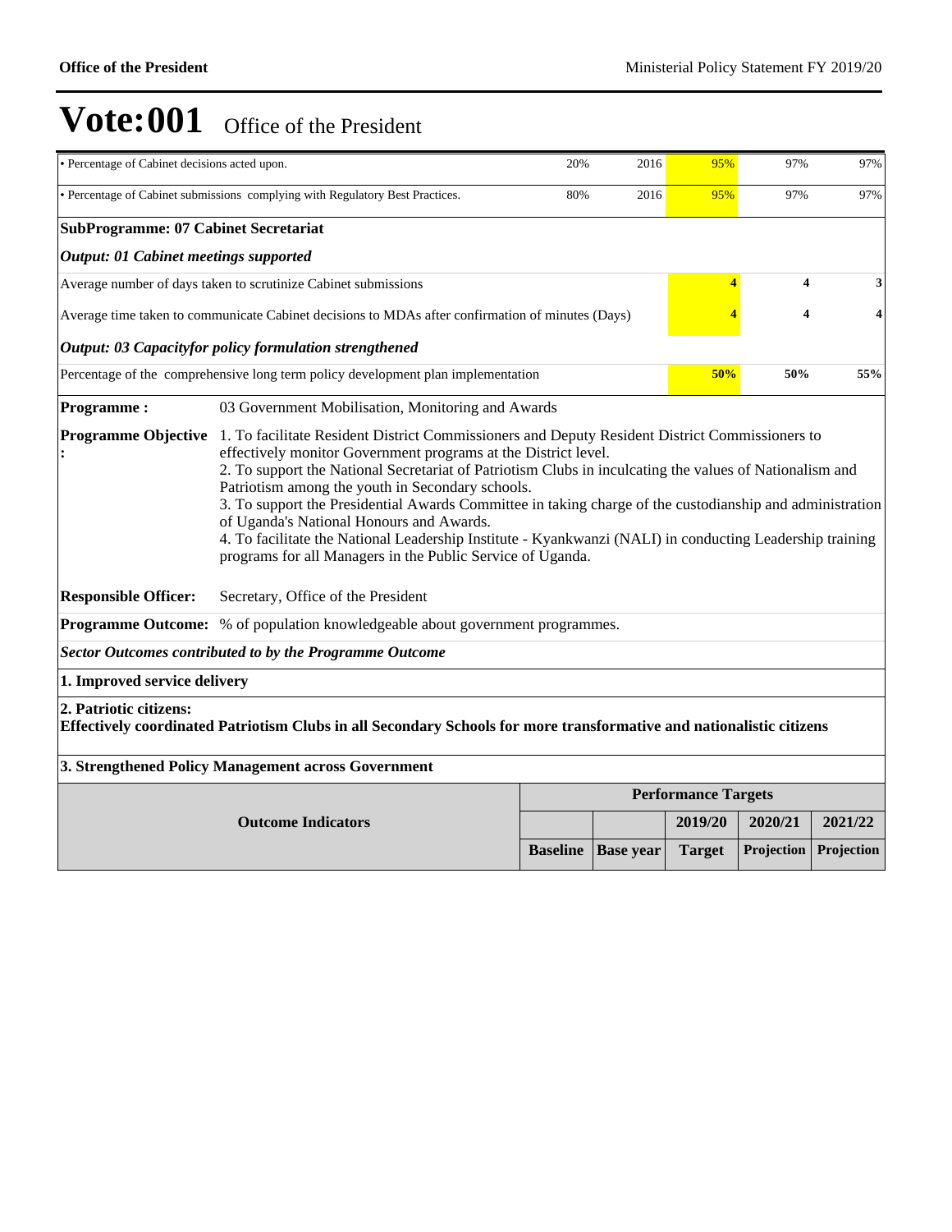# Vote:001 Office of the President

| | | | | | |
|---|---|---|---|---|---|
| • Percentage of Cabinet decisions acted upon. | 20% | 2016 | 95% | 97% | 97% |
| • Percentage of Cabinet submissions complying with Regulatory Best Practices. | 80% | 2016 | 95% | 97% | 97% |

**SubProgramme: 07 Cabinet Secretariat**

***Output: 01 Cabinet meetings supported***

| | | | |
|---|---|---|---|
| Average number of days taken to scrutinize Cabinet submissions | **4** | **4** | **3** |
| Average time taken to communicate Cabinet decisions to MDAs after confirmation of minutes (Days) | **4** | **4** | **4** |

***Output: 03 Capacityfor policy formulation strengthened***

| | | | |
|---|---|---|---|
| Percentage of the comprehensive long term policy development plan implementation | **50%** | **50%** | **55%** |

**Programme :** 03 Government Mobilisation, Monitoring and Awards

**Programme Objective :**
1. To facilitate Resident District Commissioners and Deputy Resident District Commissioners to effectively monitor Government programs at the District level.
2. To support the National Secretariat of Patriotism Clubs in inculcating the values of Nationalism and Patriotism among the youth in Secondary schools.
3. To support the Presidential Awards Committee in taking charge of the custodianship and administration of Uganda's National Honours and Awards.
4. To facilitate the National Leadership Institute - Kyankwanzi (NALI) in conducting Leadership training programs for all Managers in the Public Service of Uganda.

**Responsible Officer:** Secretary, Office of the President

**Programme Outcome:** % of population knowledgeable about government programmes.

***Sector Outcomes contributed to by the Programme Outcome***

**1. Improved service delivery**

**2. Patriotic citizens:**
**Effectively coordinated Patriotism Clubs in all Secondary Schools for more transformative and nationalistic citizens**

**3. Strengthened Policy Management across Government**

| Outcome Indicators | Performance Targets | | | | |
|---|---|---|---|---|---|
| | | | 2019/20 | 2020/21 | 2021/22 |
| | Baseline | Base year | Target | Projection | Projection |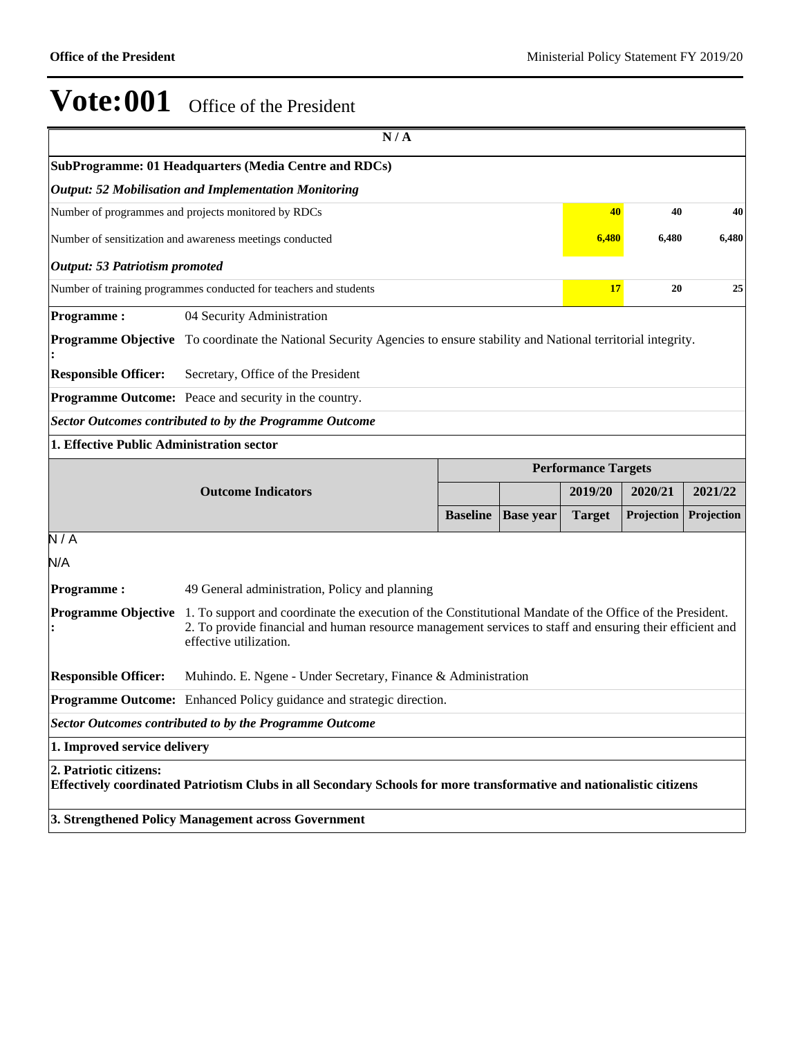# Vote:001 Office of the President

| N / A | | | | | |
|---|---|---|---|---|---|
| **SubProgramme: 01 Headquarters (Media Centre and RDCs)** | | | | | |
| ***Output: 52 Mobilisation and Implementation Monitoring*** | | | | | |
| Number of programmes and projects monitored by RDCs | | | 40 | 40 | 40 |
| Number of sensitization and awareness meetings conducted | | | 6,480 | 6,480 | 6,480 |
| ***Output: 53 Patriotism promoted*** | | | | | |
| Number of training programmes conducted for teachers and students | | | 17 | 20 | 25 |

**Programme :** 04 Security Administration

**Programme Objective :** To coordinate the National Security Agencies to ensure stability and National territorial integrity.

**Responsible Officer:** Secretary, Office of the President

**Programme Outcome:** Peace and security in the country.

***Sector Outcomes contributed to by the Programme Outcome***

**1. Effective Public Administration sector**

| Outcome Indicators | Performance Targets | | | | |
|---|---|---|---|---|---|
| | | | 2019/20 | 2020/21 | 2021/22 |
| | Baseline | Base year | Target | Projection | Projection |

N / A

N/A

**Programme :** 49 General administration, Policy and planning

**Programme Objective :** 1. To support and coordinate the execution of the Constitutional Mandate of the Office of the President. 2. To provide financial and human resource management services to staff and ensuring their efficient and effective utilization.

**Responsible Officer:** Muhindo. E. Ngene - Under Secretary, Finance & Administration

**Programme Outcome:** Enhanced Policy guidance and strategic direction.

***Sector Outcomes contributed to by the Programme Outcome***

**1. Improved service delivery**

**2. Patriotic citizens:**
**Effectively coordinated Patriotism Clubs in all Secondary Schools for more transformative and nationalistic citizens**

**3. Strengthened Policy Management across Government**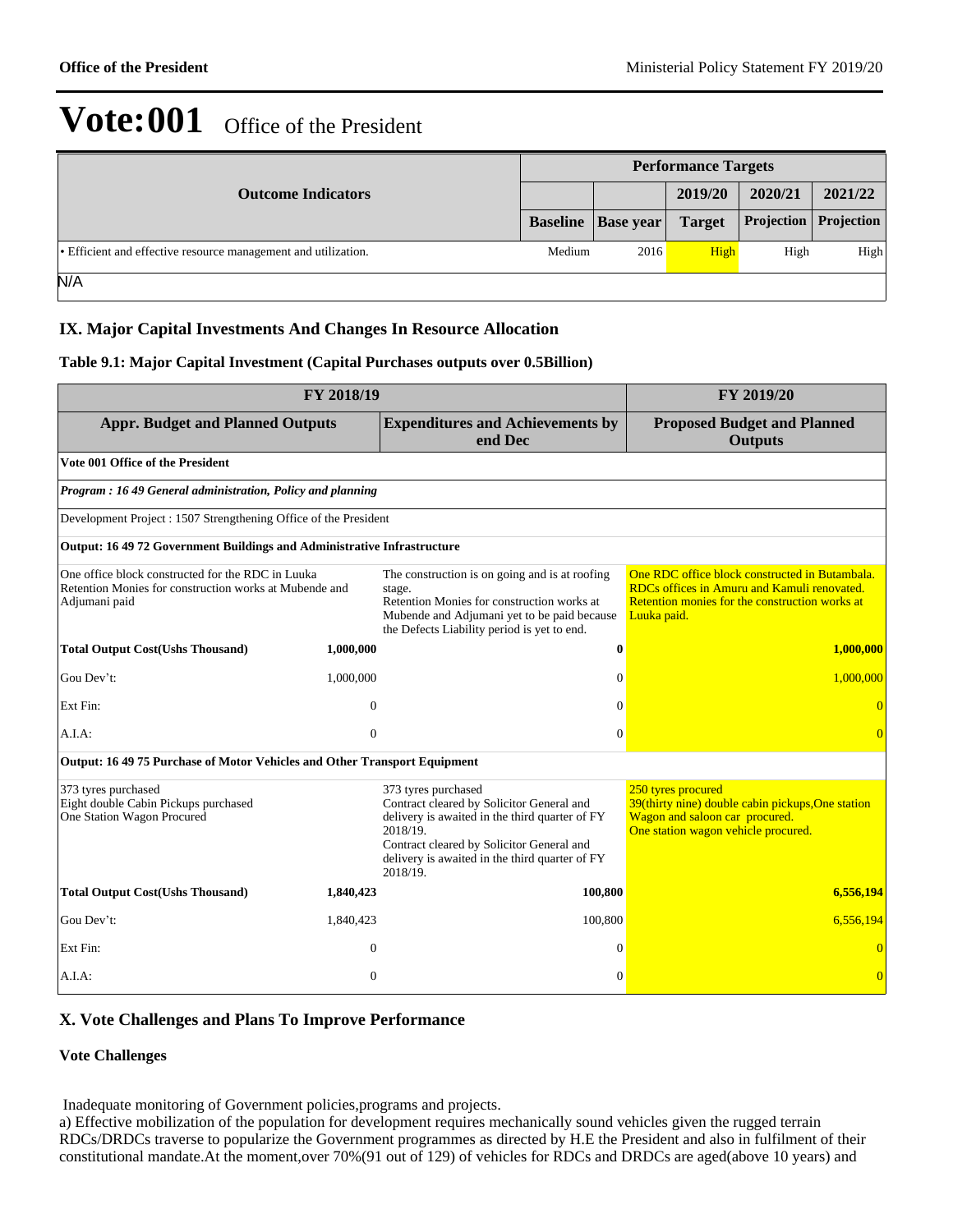# Vote:001 Office of the President

| Outcome Indicators | Performance Targets | | | | |
|---|---|---|---|---|---|
| | | | 2019/20 | 2020/21 | 2021/22 |
| | Baseline | Base year | Target | Projection | Projection |
| • Efficient and effective resource management and utilization. | Medium | 2016 | High | High | High |
| N/A | | | | | |

## IX. Major Capital Investments And Changes In Resource Allocation

### Table 9.1: Major Capital Investment (Capital Purchases outputs over 0.5Billion)

| FY 2018/19 | | | FY 2019/20 |
|---|---|---|---|
| **Appr. Budget and Planned Outputs** | | **Expenditures and Achievements by end Dec** | **Proposed Budget and Planned Outputs** |
| **Vote 001 Office of the President** | | | |
| ***Program : 16 49 General administration, Policy and planning*** | | | |
| Development Project : 1507 Strengthening Office of the President | | | |
| **Output: 16 49 72 Government Buildings and Administrative Infrastructure** | | | |
| One office block constructed for the RDC in Luuka<br>Retention Monies for construction works at Mubende and Adjumani paid | | The construction is on going and is at roofing stage.<br>Retention Monies for construction works at Mubende and Adjumani yet to be paid because the Defects Liability period is yet to end. | One RDC office block constructed in Butambala.<br>RDCs offices in Amuru and Kamuli renovated.<br>Retention monies for the construction works at Luuka paid. |
| **Total Output Cost(Ushs Thousand)** | **1,000,000** | **0** | **1,000,000** |
| Gou Dev't: | 1,000,000 | 0 | 1,000,000 |
| Ext Fin: | 0 | 0 | 0 |
| A.I.A: | 0 | 0 | 0 |
| **Output: 16 49 75 Purchase of Motor Vehicles and Other Transport Equipment** | | | |
| 373 tyres purchased<br>Eight double Cabin Pickups purchased<br>One Station Wagon Procured | | 373 tyres purchased<br>Contract cleared by Solicitor General and delivery is awaited in the third quarter of FY 2018/19.<br>Contract cleared by Solicitor General and delivery is awaited in the third quarter of FY 2018/19. | 250 tyres procured<br>39(thirty nine) double cabin pickups,One station Wagon and saloon car procured.<br>One station wagon vehicle procured. |
| **Total Output Cost(Ushs Thousand)** | **1,840,423** | **100,800** | **6,556,194** |
| Gou Dev't: | 1,840,423 | 100,800 | 6,556,194 |
| Ext Fin: | 0 | 0 | 0 |
| A.I.A: | 0 | 0 | 0 |

## X. Vote Challenges and Plans To Improve Performance

### Vote Challenges

Inadequate monitoring of Government policies,programs and projects.

a) Effective mobilization of the population for development requires mechanically sound vehicles given the rugged terrain RDCs/DRDCs traverse to popularize the Government programmes as directed by H.E the President and also in fulfilment of their constitutional mandate.At the moment,over 70%(91 out of 129) of vehicles for RDCs and DRDCs are aged(above 10 years) and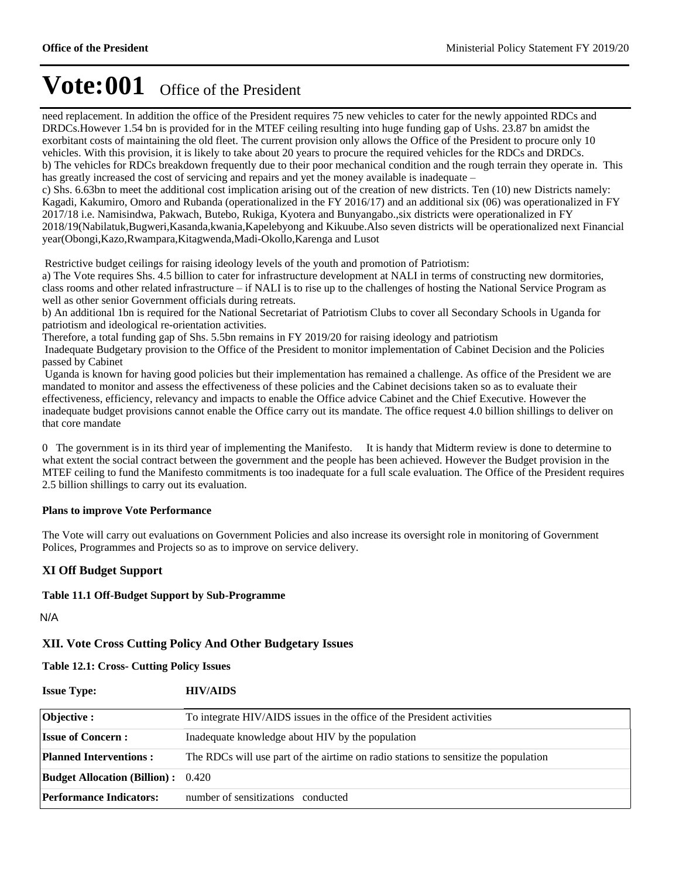# Vote:001 Office of the President

need replacement. In addition the office of the President requires 75 new vehicles to cater for the newly appointed RDCs and DRDCs.However 1.54 bn is provided for in the MTEF ceiling resulting into huge funding gap of Ushs. 23.87 bn amidst the exorbitant costs of maintaining the old fleet. The current provision only allows the Office of the President to procure only 10 vehicles. With this provision, it is likely to take about 20 years to procure the required vehicles for the RDCs and DRDCs.
b) The vehicles for RDCs breakdown frequently due to their poor mechanical condition and the rough terrain they operate in. This has greatly increased the cost of servicing and repairs and yet the money available is inadequate –
c) Shs. 6.63bn to meet the additional cost implication arising out of the creation of new districts. Ten (10) new Districts namely: Kagadi, Kakumiro, Omoro and Rubanda (operationalized in the FY 2016/17) and an additional six (06) was operationalized in FY 2017/18 i.e. Namisindwa, Pakwach, Butebo, Rukiga, Kyotera and Bunyangabo.,six districts were operationalized in FY 2018/19(Nabilatuk,Bugweri,Kasanda,kwania,Kapelebyong and Kikuube.Also seven districts will be operationalized next Financial year(Obongi,Kazo,Rwampara,Kitagwenda,Madi-Okollo,Karenga and Lusot

Restrictive budget ceilings for raising ideology levels of the youth and promotion of Patriotism:
a) The Vote requires Shs. 4.5 billion to cater for infrastructure development at NALI in terms of constructing new dormitories, class rooms and other related infrastructure – if NALI is to rise up to the challenges of hosting the National Service Program as well as other senior Government officials during retreats.
b) An additional 1bn is required for the National Secretariat of Patriotism Clubs to cover all Secondary Schools in Uganda for patriotism and ideological re-orientation activities.
Therefore, a total funding gap of Shs. 5.5bn remains in FY 2019/20 for raising ideology and patriotism
Inadequate Budgetary provision to the Office of the President to monitor implementation of Cabinet Decision and the Policies passed by Cabinet
Uganda is known for having good policies but their implementation has remained a challenge. As office of the President we are mandated to monitor and assess the effectiveness of these policies and the Cabinet decisions taken so as to evaluate their effectiveness, efficiency, relevancy and impacts to enable the Office advice Cabinet and the Chief Executive. However the inadequate budget provisions cannot enable the Office carry out its mandate. The office request 4.0 billion shillings to deliver on that core mandate

0 The government is in its third year of implementing the Manifesto. It is handy that Midterm review is done to determine to what extent the social contract between the government and the people has been achieved. However the Budget provision in the MTEF ceiling to fund the Manifesto commitments is too inadequate for a full scale evaluation. The Office of the President requires 2.5 billion shillings to carry out its evaluation.

**Plans to improve Vote Performance**

The Vote will carry out evaluations on Government Policies and also increase its oversight role in monitoring of Government Polices, Programmes and Projects so as to improve on service delivery.

## XI Off Budget Support

**Table 11.1 Off-Budget Support by Sub-Programme**

N/A

## XII. Vote Cross Cutting Policy And Other Budgetary Issues

**Table 12.1: Cross- Cutting Policy Issues**

**Issue Type:** **HIV/AIDS**

| | |
|---|---|
| **Objective :** | To integrate HIV/AIDS issues in the office of the President activities |
| **Issue of Concern :** | Inadequate knowledge about HIV by the population |
| **Planned Interventions :** | The RDCs will use part of the airtime on radio stations to sensitize the population |
| **Budget Allocation (Billion) :** | 0.420 |
| **Performance Indicators:** | number of sensitizations conducted |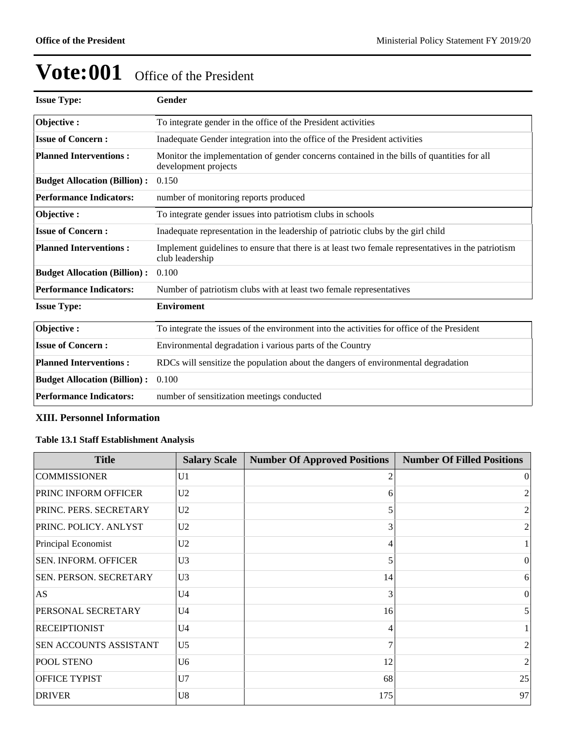# Vote:001 Office of the President

| **Issue Type:** | **Gender** |
|---|---|
| **Objective :** | To integrate gender in the office of the President activities |
| **Issue of Concern :** | Inadequate Gender integration into the office of the President activities |
| **Planned Interventions :** | Monitor the implementation of gender concerns contained in the bills of quantities for all development projects |
| **Budget Allocation (Billion) :** | 0.150 |
| **Performance Indicators:** | number of monitoring reports produced |
| **Objective :** | To integrate gender issues into patriotism clubs in schools |
| **Issue of Concern :** | Inadequate representation in the leadership of patriotic clubs by the girl child |
| **Planned Interventions :** | Implement guidelines to ensure that there is at least two female representatives in the patriotism club leadership |
| **Budget Allocation (Billion) :** | 0.100 |
| **Performance Indicators:** | Number of patriotism clubs with at least two female representatives |

| **Issue Type:** | **Enviroment** |
|---|---|
| **Objective :** | To integrate the issues of the environment into the activities for office of the President |
| **Issue of Concern :** | Environmental degradation i various parts of the Country |
| **Planned Interventions :** | RDCs will sensitize the population about the dangers of environmental degradation |
| **Budget Allocation (Billion) :** | 0.100 |
| **Performance Indicators:** | number of sensitization meetings conducted |

### XIII. Personnel Information

**Table 13.1 Staff Establishment Analysis**

| Title | Salary Scale | Number Of Approved Positions | Number Of Filled Positions |
|---|---|---|---|
| COMMISSIONER | U1 | 2 | 0 |
| PRINC INFORM OFFICER | U2 | 6 | 2 |
| PRINC. PERS. SECRETARY | U2 | 5 | 2 |
| PRINC. POLICY. ANLYST | U2 | 3 | 2 |
| Principal Economist | U2 | 4 | 1 |
| SEN. INFORM. OFFICER | U3 | 5 | 0 |
| SEN. PERSON. SECRETARY | U3 | 14 | 6 |
| AS | U4 | 3 | 0 |
| PERSONAL SECRETARY | U4 | 16 | 5 |
| RECEIPTIONIST | U4 | 4 | 1 |
| SEN ACCOUNTS ASSISTANT | U5 | 7 | 2 |
| POOL STENO | U6 | 12 | 2 |
| OFFICE TYPIST | U7 | 68 | 25 |
| DRIVER | U8 | 175 | 97 |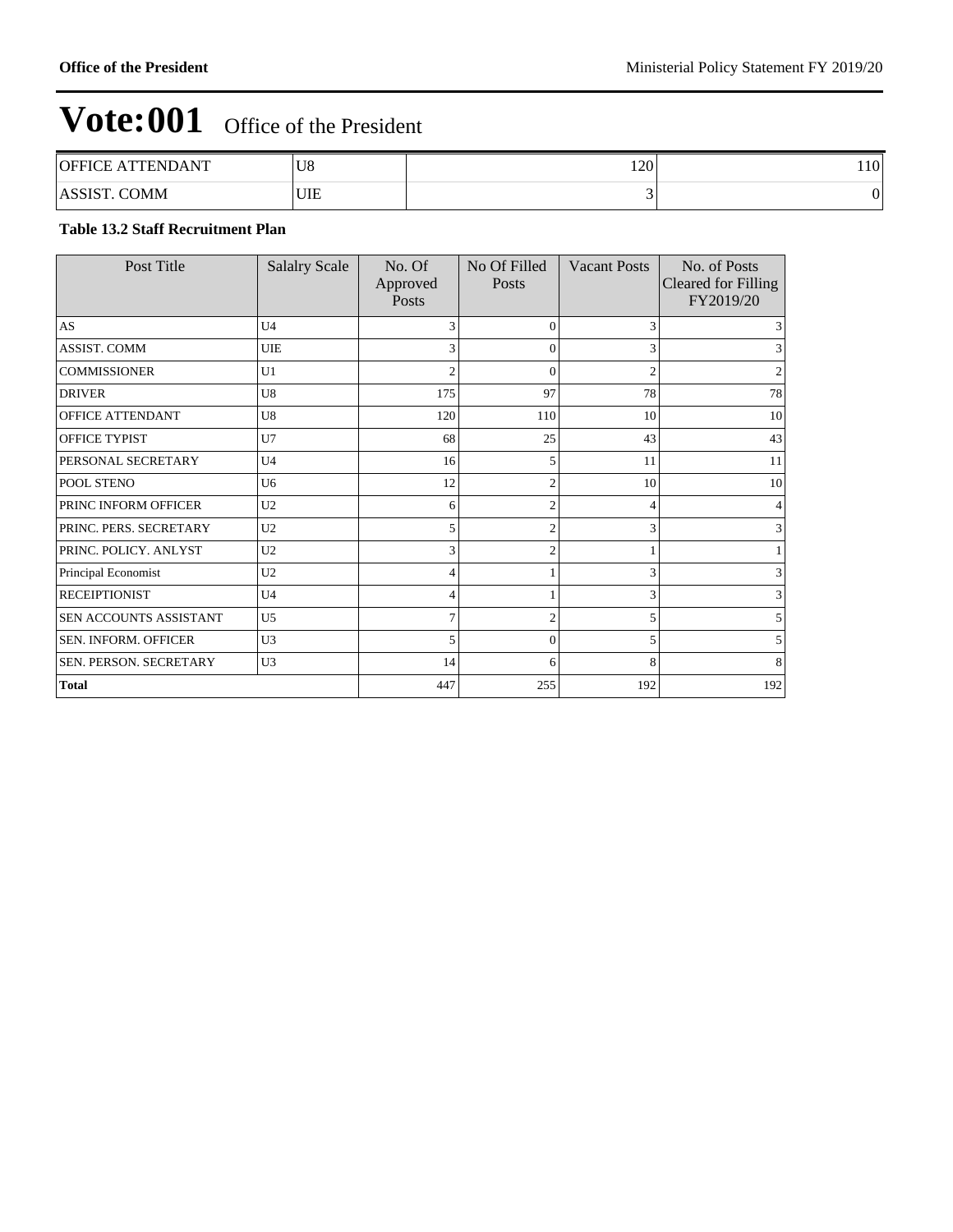# Vote:001 Office of the President

| OFFICE ATTENDANT | U8 | 120 | 110 |
|---|---|---|---|
| ASSIST. COMM | UIE | 3 | 0 |

**Table 13.2 Staff Recruitment Plan**

| Post Title | Salalry Scale | No. Of Approved Posts | No Of Filled Posts | Vacant Posts | No. of Posts Cleared for Filling FY2019/20 |
|---|---|---|---|---|---|
| AS | U4 | 3 | 0 | 3 | 3 |
| ASSIST. COMM | UIE | 3 | 0 | 3 | 3 |
| COMMISSIONER | U1 | 2 | 0 | 2 | 2 |
| DRIVER | U8 | 175 | 97 | 78 | 78 |
| OFFICE ATTENDANT | U8 | 120 | 110 | 10 | 10 |
| OFFICE TYPIST | U7 | 68 | 25 | 43 | 43 |
| PERSONAL SECRETARY | U4 | 16 | 5 | 11 | 11 |
| POOL STENO | U6 | 12 | 2 | 10 | 10 |
| PRINC INFORM OFFICER | U2 | 6 | 2 | 4 | 4 |
| PRINC. PERS. SECRETARY | U2 | 5 | 2 | 3 | 3 |
| PRINC. POLICY. ANLYST | U2 | 3 | 2 | 1 | 1 |
| Principal Economist | U2 | 4 | 1 | 3 | 3 |
| RECEIPTIONIST | U4 | 4 | 1 | 3 | 3 |
| SEN ACCOUNTS ASSISTANT | U5 | 7 | 2 | 5 | 5 |
| SEN. INFORM. OFFICER | U3 | 5 | 0 | 5 | 5 |
| SEN. PERSON. SECRETARY | U3 | 14 | 6 | 8 | 8 |
| **Total** | | 447 | 255 | 192 | 192 |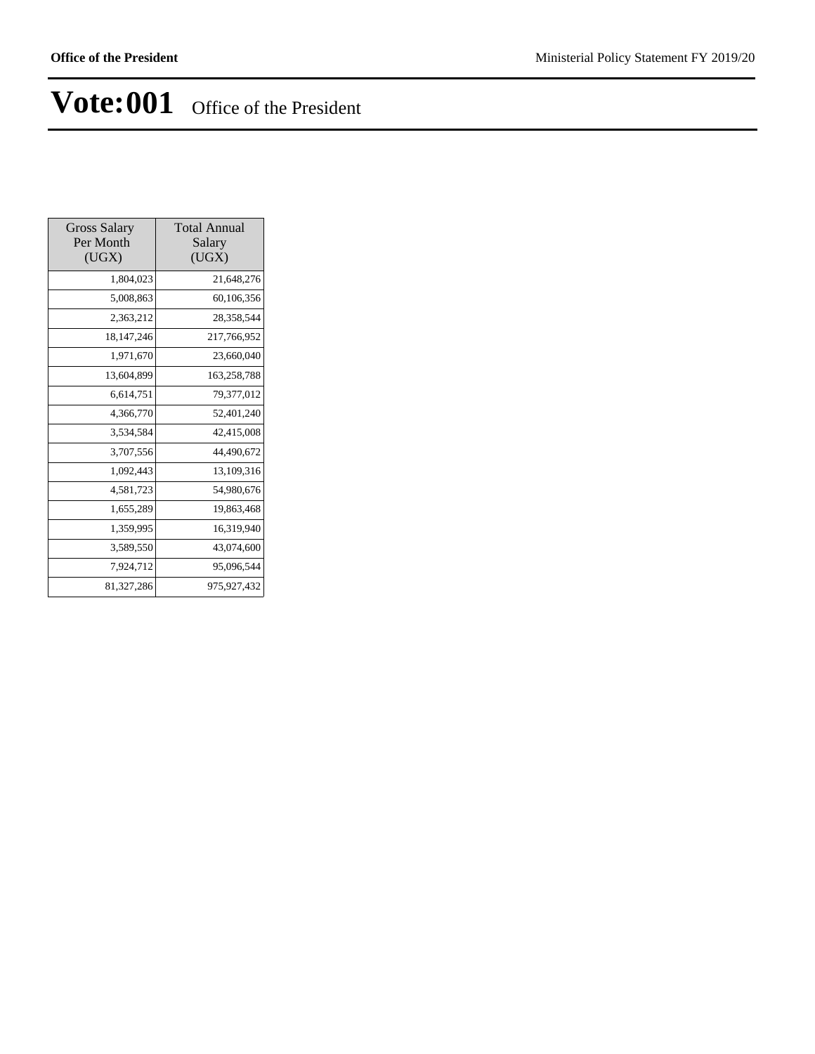# Vote:001 Office of the President

| Gross Salary Per Month (UGX) | Total Annual Salary (UGX) |
|---|---|
| 1,804,023 | 21,648,276 |
| 5,008,863 | 60,106,356 |
| 2,363,212 | 28,358,544 |
| 18,147,246 | 217,766,952 |
| 1,971,670 | 23,660,040 |
| 13,604,899 | 163,258,788 |
| 6,614,751 | 79,377,012 |
| 4,366,770 | 52,401,240 |
| 3,534,584 | 42,415,008 |
| 3,707,556 | 44,490,672 |
| 1,092,443 | 13,109,316 |
| 4,581,723 | 54,980,676 |
| 1,655,289 | 19,863,468 |
| 1,359,995 | 16,319,940 |
| 3,589,550 | 43,074,600 |
| 7,924,712 | 95,096,544 |
| 81,327,286 | 975,927,432 |